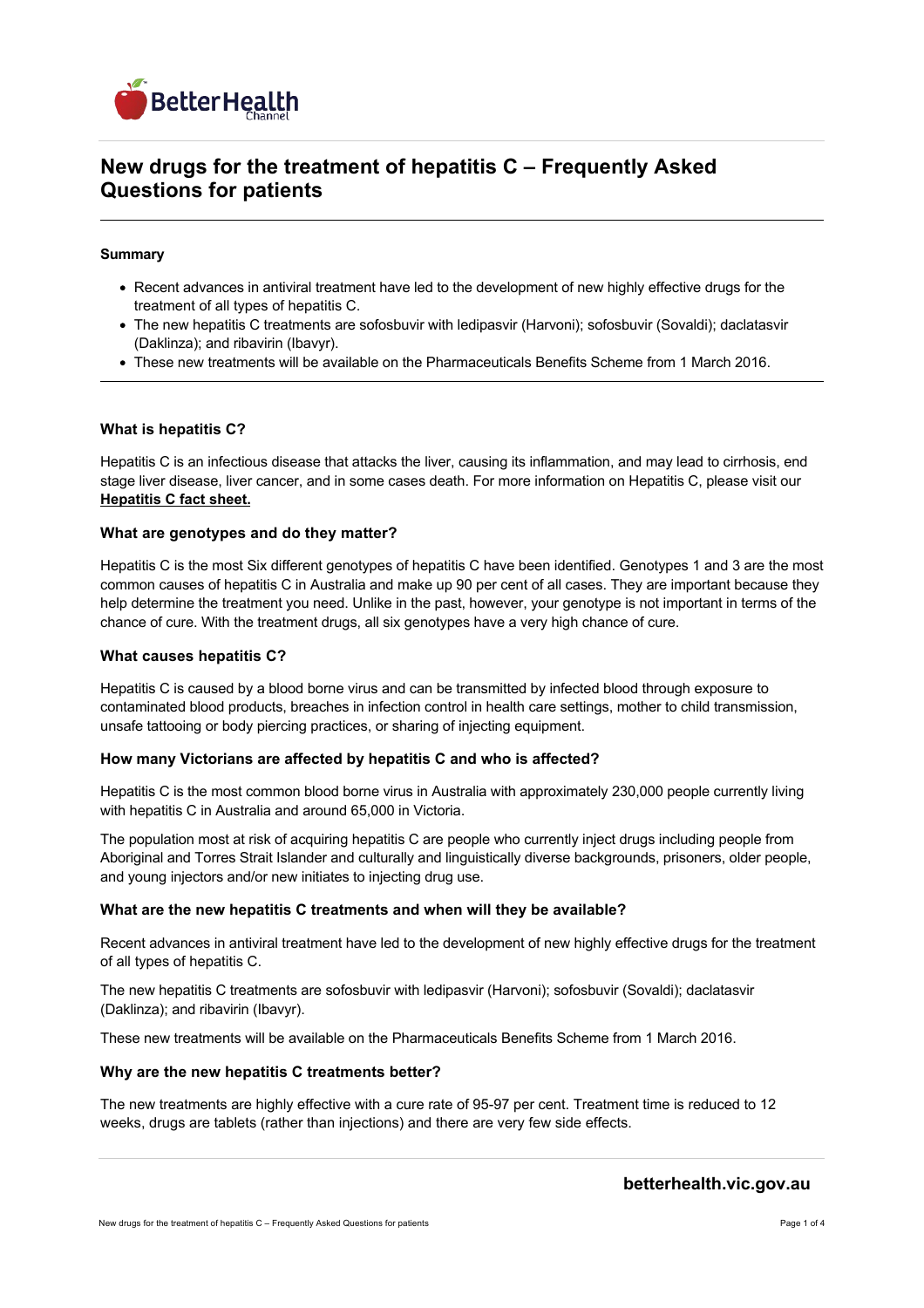# New drugs for the treatment of hepatitis C – Frequently Asked Questions for patients

**Summary**

- Recent advances in antiviral treatment have led to the development of new highly effective drugs for the treatment of all types of hepatitis C.
- The new hepatitis C treatments are sofosbuvir with ledipasvir (Harvoni); sofosbuvir (Sovaldi); daclatasvir (Daklinza); and ribavirin (Ibavyr).
- These new treatments will be available on the Pharmaceuticals Benefits Scheme from 1 March 2016.

---

### What is hepatitis C?

Hepatitis C is an infectious disease that attacks the liver, causing its inflammation, and may lead to cirrhosis, end stage liver disease, liver cancer, and in some cases death. For more information on Hepatitis C, please visit our **Hepatitis C fact sheet.**

### What are genotypes and do they matter?

Hepatitis C is the most Six different genotypes of hepatitis C have been identified. Genotypes 1 and 3 are the most common causes of hepatitis C in Australia and make up 90 per cent of all cases. They are important because they help determine the treatment you need. Unlike in the past, however, your genotype is not important in terms of the chance of cure. With the treatment drugs, all six genotypes have a very high chance of cure.

### What causes hepatitis C?

Hepatitis C is caused by a blood borne virus and can be transmitted by infected blood through exposure to contaminated blood products, breaches in infection control in health care settings, mother to child transmission, unsafe tattooing or body piercing practices, or sharing of injecting equipment.

### How many Victorians are affected by hepatitis C and who is affected?

Hepatitis C is the most common blood borne virus in Australia with approximately 230,000 people currently living with hepatitis C in Australia and around 65,000 in Victoria.

The population most at risk of acquiring hepatitis C are people who currently inject drugs including people from Aboriginal and Torres Strait Islander and culturally and linguistically diverse backgrounds, prisoners, older people, and young injectors and/or new initiates to injecting drug use.

### What are the new hepatitis C treatments and when will they be available?

Recent advances in antiviral treatment have led to the development of new highly effective drugs for the treatment of all types of hepatitis C.

The new hepatitis C treatments are sofosbuvir with ledipasvir (Harvoni); sofosbuvir (Sovaldi); daclatasvir (Daklinza); and ribavirin (Ibavyr).

These new treatments will be available on the Pharmaceuticals Benefits Scheme from 1 March 2016.

### Why are the new hepatitis C treatments better?

The new treatments are highly effective with a cure rate of 95-97 per cent. Treatment time is reduced to 12 weeks, drugs are tablets (rather than injections) and there are very few side effects.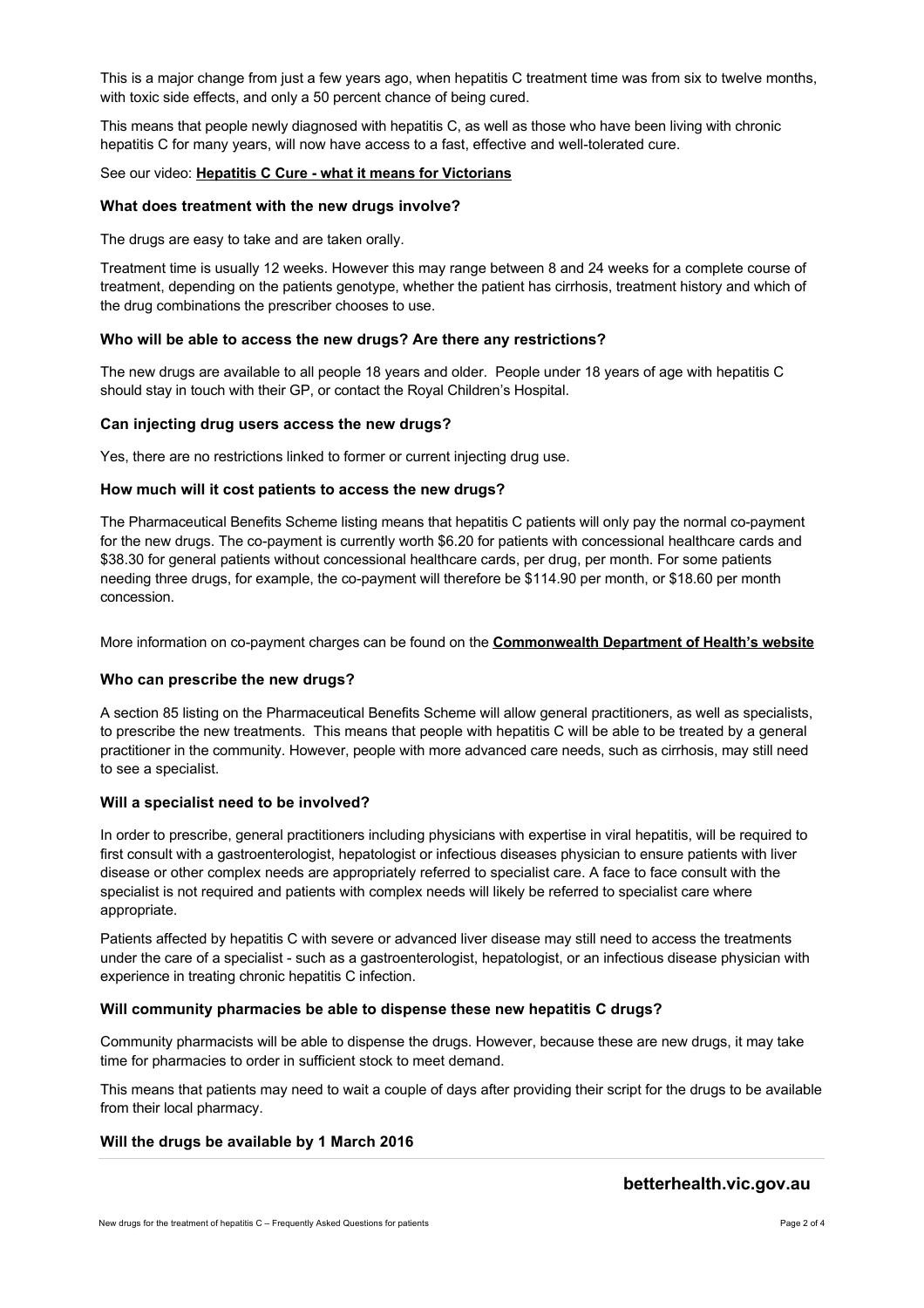This is a major change from just a few years ago, when hepatitis C treatment time was from six to twelve months, with toxic side effects, and only a 50 percent chance of being cured.

This means that people newly diagnosed with hepatitis C, as well as those who have been living with chronic hepatitis C for many years, will now have access to a fast, effective and well-tolerated cure.

See our video: **Hepatitis C Cure - what it means for Victorians**

### What does treatment with the new drugs involve?

The drugs are easy to take and are taken orally.

Treatment time is usually 12 weeks. However this may range between 8 and 24 weeks for a complete course of treatment, depending on the patients genotype, whether the patient has cirrhosis, treatment history and which of the drug combinations the prescriber chooses to use.

### Who will be able to access the new drugs? Are there any restrictions?

The new drugs are available to all people 18 years and older. People under 18 years of age with hepatitis C should stay in touch with their GP, or contact the Royal Children's Hospital.

### Can injecting drug users access the new drugs?

Yes, there are no restrictions linked to former or current injecting drug use.

### How much will it cost patients to access the new drugs?

The Pharmaceutical Benefits Scheme listing means that hepatitis C patients will only pay the normal co-payment for the new drugs. The co-payment is currently worth $6.20 for patients with concessional healthcare cards and $38.30 for general patients without concessional healthcare cards, per drug, per month. For some patients needing three drugs, for example, the co-payment will therefore be $114.90 per month, or $18.60 per month concession.

More information on co-payment charges can be found on the **Commonwealth Department of Health's website**

### Who can prescribe the new drugs?

A section 85 listing on the Pharmaceutical Benefits Scheme will allow general practitioners, as well as specialists, to prescribe the new treatments. This means that people with hepatitis C will be able to be treated by a general practitioner in the community. However, people with more advanced care needs, such as cirrhosis, may still need to see a specialist.

### Will a specialist need to be involved?

In order to prescribe, general practitioners including physicians with expertise in viral hepatitis, will be required to first consult with a gastroenterologist, hepatologist or infectious diseases physician to ensure patients with liver disease or other complex needs are appropriately referred to specialist care. A face to face consult with the specialist is not required and patients with complex needs will likely be referred to specialist care where appropriate.

Patients affected by hepatitis C with severe or advanced liver disease may still need to access the treatments under the care of a specialist - such as a gastroenterologist, hepatologist, or an infectious disease physician with experience in treating chronic hepatitis C infection.

### Will community pharmacies be able to dispense these new hepatitis C drugs?

Community pharmacists will be able to dispense the drugs. However, because these are new drugs, it may take time for pharmacies to order in sufficient stock to meet demand.

This means that patients may need to wait a couple of days after providing their script for the drugs to be available from their local pharmacy.

### Will the drugs be available by 1 March 2016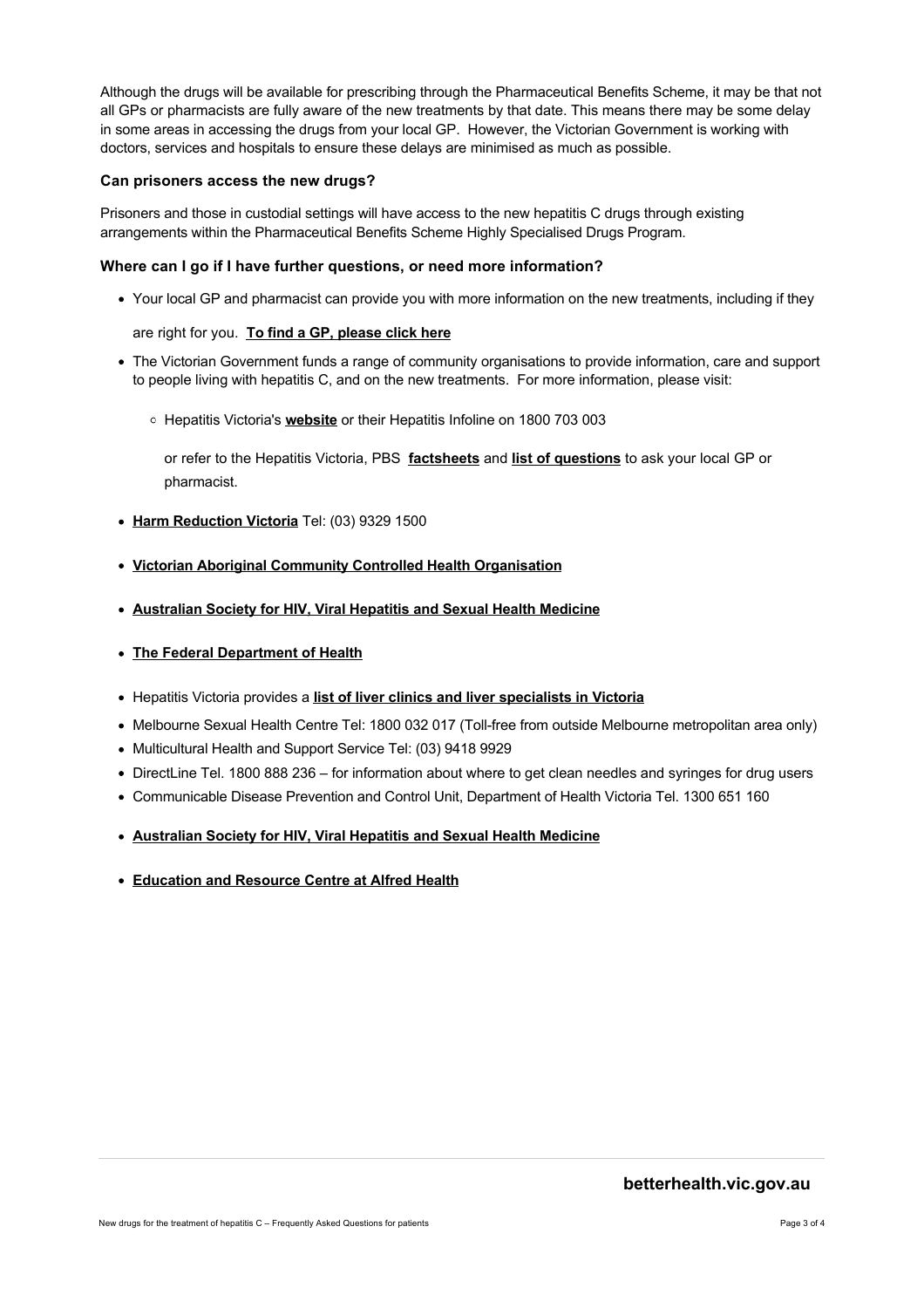Although the drugs will be available for prescribing through the Pharmaceutical Benefits Scheme, it may be that not all GPs or pharmacists are fully aware of the new treatments by that date. This means there may be some delay in some areas in accessing the drugs from your local GP. However, the Victorian Government is working with doctors, services and hospitals to ensure these delays are minimised as much as possible.

### Can prisoners access the new drugs?

Prisoners and those in custodial settings will have access to the new hepatitis C drugs through existing arrangements within the Pharmaceutical Benefits Scheme Highly Specialised Drugs Program.

### Where can I go if I have further questions, or need more information?

- Your local GP and pharmacist can provide you with more information on the new treatments, including if they are right for you. **To find a GP, please click here**
- The Victorian Government funds a range of community organisations to provide information, care and support to people living with hepatitis C, and on the new treatments. For more information, please visit:
  - Hepatitis Victoria's **website** or their Hepatitis Infoline on 1800 703 003

    or refer to the Hepatitis Victoria, PBS **factsheets** and **list of questions** to ask your local GP or pharmacist.
- **Harm Reduction Victoria** Tel: (03) 9329 1500
- **Victorian Aboriginal Community Controlled Health Organisation**
- **Australian Society for HIV, Viral Hepatitis and Sexual Health Medicine**
- **The Federal Department of Health**
- Hepatitis Victoria provides a **list of liver clinics and liver specialists in Victoria**
- Melbourne Sexual Health Centre Tel: 1800 032 017 (Toll-free from outside Melbourne metropolitan area only)
- Multicultural Health and Support Service Tel: (03) 9418 9929
- DirectLine Tel. 1800 888 236 – for information about where to get clean needles and syringes for drug users
- Communicable Disease Prevention and Control Unit, Department of Health Victoria Tel. 1300 651 160
- **Australian Society for HIV, Viral Hepatitis and Sexual Health Medicine**
- **Education and Resource Centre at Alfred Health**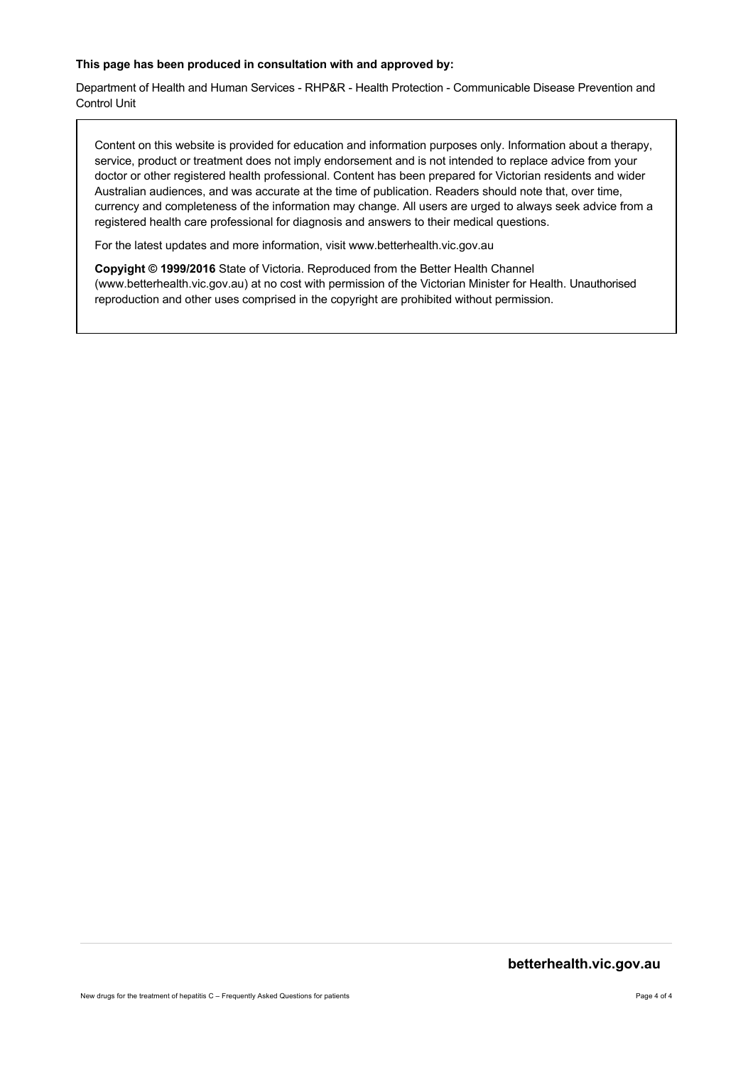**This page has been produced in consultation with and approved by:**

Department of Health and Human Services - RHP&R - Health Protection - Communicable Disease Prevention and Control Unit

Content on this website is provided for education and information purposes only. Information about a therapy, service, product or treatment does not imply endorsement and is not intended to replace advice from your doctor or other registered health professional. Content has been prepared for Victorian residents and wider Australian audiences, and was accurate at the time of publication. Readers should note that, over time, currency and completeness of the information may change. All users are urged to always seek advice from a registered health care professional for diagnosis and answers to their medical questions.

For the latest updates and more information, visit www.betterhealth.vic.gov.au

**Copyright © 1999/2016** State of Victoria. Reproduced from the Better Health Channel (www.betterhealth.vic.gov.au) at no cost with permission of the Victorian Minister for Health. Unauthorised reproduction and other uses comprised in the copyright are prohibited without permission.